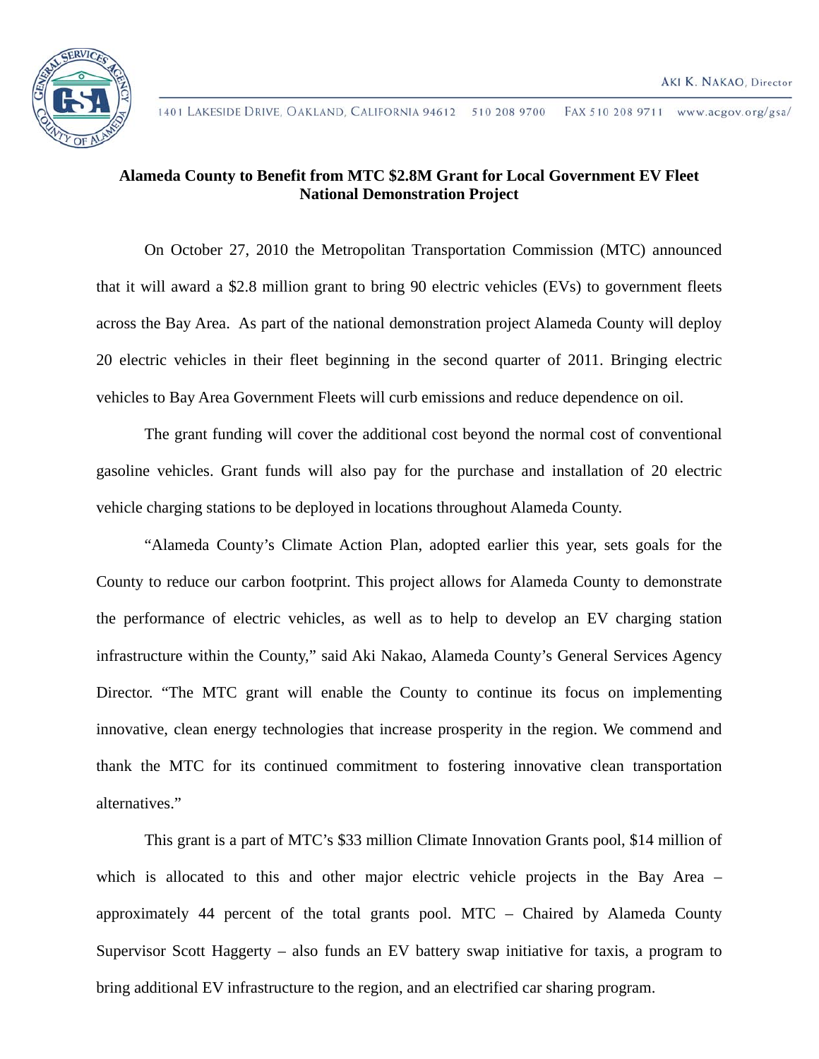AKI K. NAKAO, Director

1401 LAKESIDE DRIVE, OAKLAND, CALIFORNIA 94612  510 208 9700  FAX 510 208 9711  www.acgov.org/gsa/

**Alameda County to Benefit from MTC $2.8M Grant for Local Government EV Fleet National Demonstration Project**

On October 27, 2010 the Metropolitan Transportation Commission (MTC) announced that it will award a $2.8 million grant to bring 90 electric vehicles (EVs) to government fleets across the Bay Area. As part of the national demonstration project Alameda County will deploy 20 electric vehicles in their fleet beginning in the second quarter of 2011. Bringing electric vehicles to Bay Area Government Fleets will curb emissions and reduce dependence on oil.

The grant funding will cover the additional cost beyond the normal cost of conventional gasoline vehicles. Grant funds will also pay for the purchase and installation of 20 electric vehicle charging stations to be deployed in locations throughout Alameda County.

"Alameda County's Climate Action Plan, adopted earlier this year, sets goals for the County to reduce our carbon footprint. This project allows for Alameda County to demonstrate the performance of electric vehicles, as well as to help to develop an EV charging station infrastructure within the County," said Aki Nakao, Alameda County's General Services Agency Director. "The MTC grant will enable the County to continue its focus on implementing innovative, clean energy technologies that increase prosperity in the region. We commend and thank the MTC for its continued commitment to fostering innovative clean transportation alternatives."

This grant is a part of MTC's $33 million Climate Innovation Grants pool, $14 million of which is allocated to this and other major electric vehicle projects in the Bay Area – approximately 44 percent of the total grants pool. MTC – Chaired by Alameda County Supervisor Scott Haggerty – also funds an EV battery swap initiative for taxis, a program to bring additional EV infrastructure to the region, and an electrified car sharing program.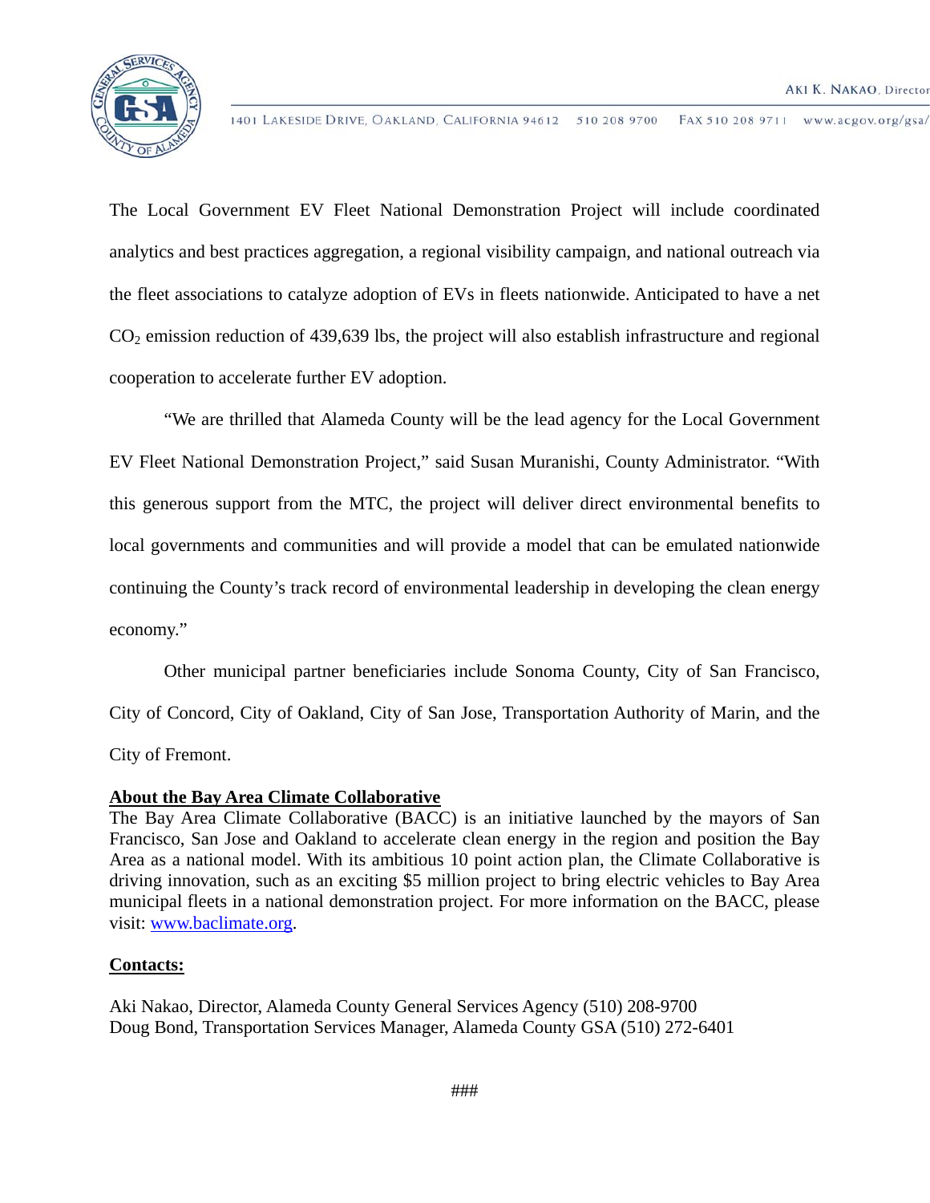The Local Government EV Fleet National Demonstration Project will include coordinated analytics and best practices aggregation, a regional visibility campaign, and national outreach via the fleet associations to catalyze adoption of EVs in fleets nationwide. Anticipated to have a net $CO_2$ emission reduction of 439,639 lbs, the project will also establish infrastructure and regional cooperation to accelerate further EV adoption.

"We are thrilled that Alameda County will be the lead agency for the Local Government EV Fleet National Demonstration Project," said Susan Muranishi, County Administrator. "With this generous support from the MTC, the project will deliver direct environmental benefits to local governments and communities and will provide a model that can be emulated nationwide continuing the County's track record of environmental leadership in developing the clean energy economy."

Other municipal partner beneficiaries include Sonoma County, City of San Francisco, City of Concord, City of Oakland, City of San Jose, Transportation Authority of Marin, and the City of Fremont.

**About the Bay Area Climate Collaborative**

The Bay Area Climate Collaborative (BACC) is an initiative launched by the mayors of San Francisco, San Jose and Oakland to accelerate clean energy in the region and position the Bay Area as a national model. With its ambitious 10 point action plan, the Climate Collaborative is driving innovation, such as an exciting $5 million project to bring electric vehicles to Bay Area municipal fleets in a national demonstration project. For more information on the BACC, please visit: www.baclimate.org.

**Contacts:**

Aki Nakao, Director, Alameda County General Services Agency (510) 208-9700
Doug Bond, Transportation Services Manager, Alameda County GSA (510) 272-6401

###